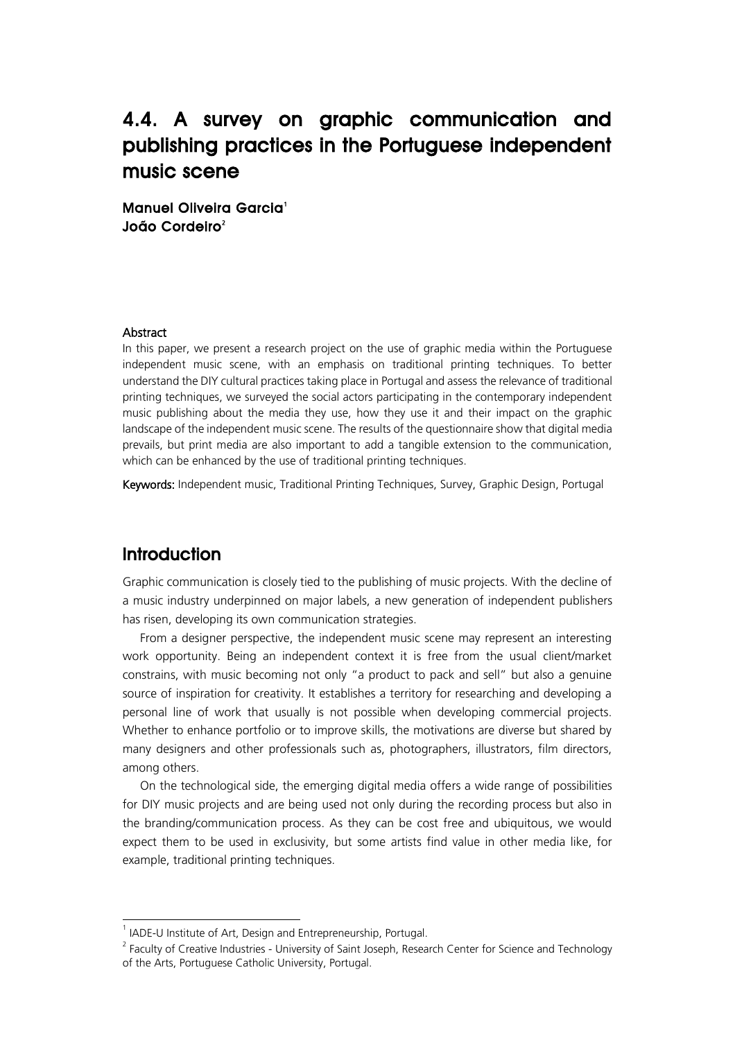# 4.4. A survey on graphic communication and publishing practices in the Portuguese independent music scene

**Manuel Oliveira Garcia**[1]
**João Cordeiro**[2]

**Abstract**

In this paper, we present a research project on the use of graphic media within the Portuguese independent music scene, with an emphasis on traditional printing techniques. To better understand the DIY cultural practices taking place in Portugal and assess the relevance of traditional printing techniques, we surveyed the social actors participating in the contemporary independent music publishing about the media they use, how they use it and their impact on the graphic landscape of the independent music scene. The results of the questionnaire show that digital media prevails, but print media are also important to add a tangible extension to the communication, which can be enhanced by the use of traditional printing techniques.

**Keywords:** Independent music, Traditional Printing Techniques, Survey, Graphic Design, Portugal

## Introduction

Graphic communication is closely tied to the publishing of music projects. With the decline of a music industry underpinned on major labels, a new generation of independent publishers has risen, developing its own communication strategies.

From a designer perspective, the independent music scene may represent an interesting work opportunity. Being an independent context it is free from the usual client/market constrains, with music becoming not only "a product to pack and sell" but also a genuine source of inspiration for creativity. It establishes a territory for researching and developing a personal line of work that usually is not possible when developing commercial projects. Whether to enhance portfolio or to improve skills, the motivations are diverse but shared by many designers and other professionals such as, photographers, illustrators, film directors, among others.

On the technological side, the emerging digital media offers a wide range of possibilities for DIY music projects and are being used not only during the recording process but also in the branding/communication process. As they can be cost free and ubiquitous, we would expect them to be used in exclusivity, but some artists find value in other media like, for example, traditional printing techniques.

---

[1] IADE-U Institute of Art, Design and Entrepreneurship, Portugal.

[2] Faculty of Creative Industries - University of Saint Joseph, Research Center for Science and Technology of the Arts, Portuguese Catholic University, Portugal.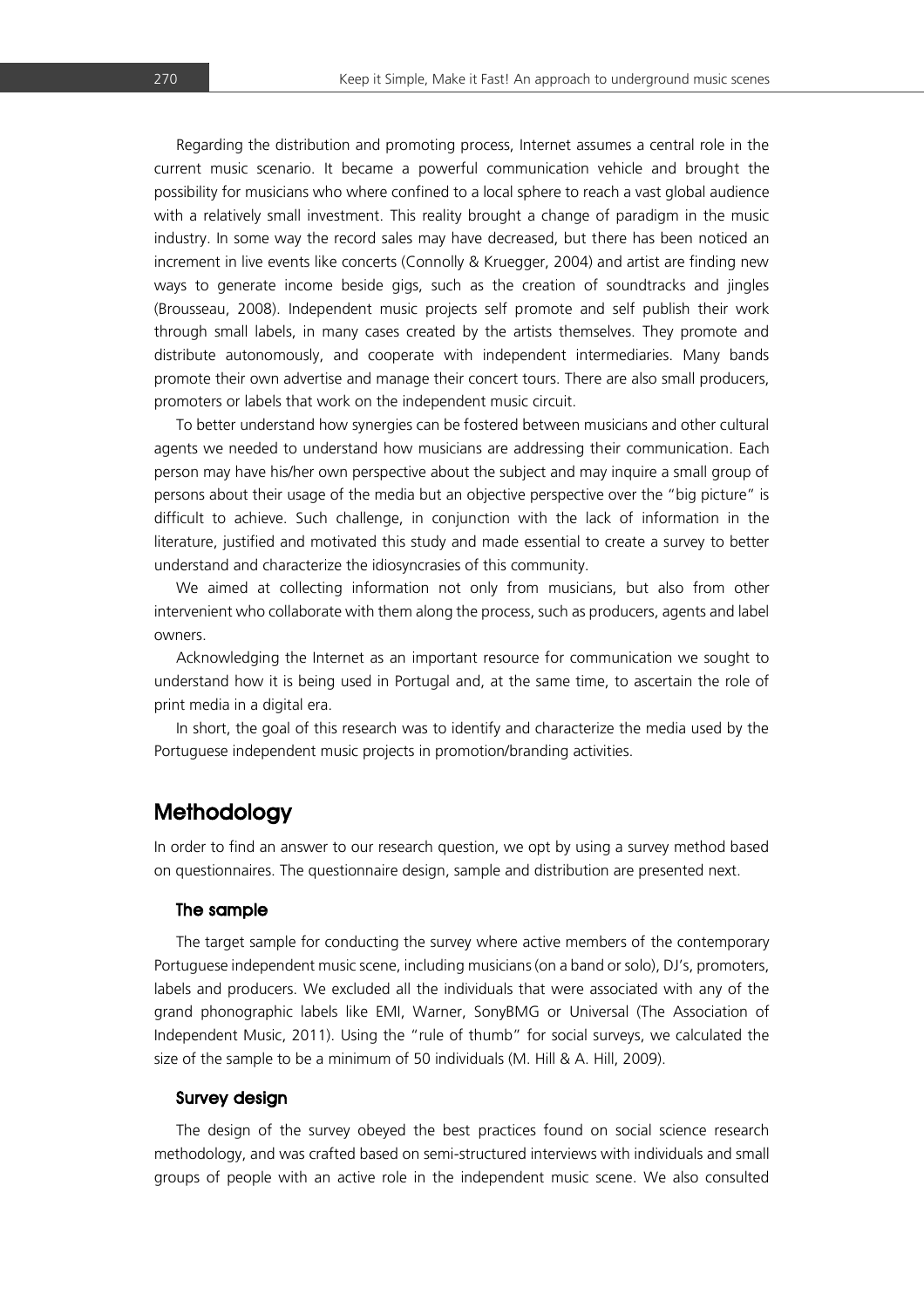Regarding the distribution and promoting process, Internet assumes a central role in the current music scenario. It became a powerful communication vehicle and brought the possibility for musicians who where confined to a local sphere to reach a vast global audience with a relatively small investment. This reality brought a change of paradigm in the music industry. In some way the record sales may have decreased, but there has been noticed an increment in live events like concerts (Connolly & Kruegger, 2004) and artist are finding new ways to generate income beside gigs, such as the creation of soundtracks and jingles (Brousseau, 2008). Independent music projects self promote and self publish their work through small labels, in many cases created by the artists themselves. They promote and distribute autonomously, and cooperate with independent intermediaries. Many bands promote their own advertise and manage their concert tours. There are also small producers, promoters or labels that work on the independent music circuit.

To better understand how synergies can be fostered between musicians and other cultural agents we needed to understand how musicians are addressing their communication. Each person may have his/her own perspective about the subject and may inquire a small group of persons about their usage of the media but an objective perspective over the "big picture" is difficult to achieve. Such challenge, in conjunction with the lack of information in the literature, justified and motivated this study and made essential to create a survey to better understand and characterize the idiosyncrasies of this community.

We aimed at collecting information not only from musicians, but also from other intervenient who collaborate with them along the process, such as producers, agents and label owners.

Acknowledging the Internet as an important resource for communication we sought to understand how it is being used in Portugal and, at the same time, to ascertain the role of print media in a digital era.

In short, the goal of this research was to identify and characterize the media used by the Portuguese independent music projects in promotion/branding activities.

## Methodology

In order to find an answer to our research question, we opt by using a survey method based on questionnaires. The questionnaire design, sample and distribution are presented next.

### The sample

The target sample for conducting the survey where active members of the contemporary Portuguese independent music scene, including musicians (on a band or solo), DJ's, promoters, labels and producers. We excluded all the individuals that were associated with any of the grand phonographic labels like EMI, Warner, SonyBMG or Universal (The Association of Independent Music, 2011). Using the "rule of thumb" for social surveys, we calculated the size of the sample to be a minimum of 50 individuals (M. Hill & A. Hill, 2009).

### Survey design

The design of the survey obeyed the best practices found on social science research methodology, and was crafted based on semi-structured interviews with individuals and small groups of people with an active role in the independent music scene. We also consulted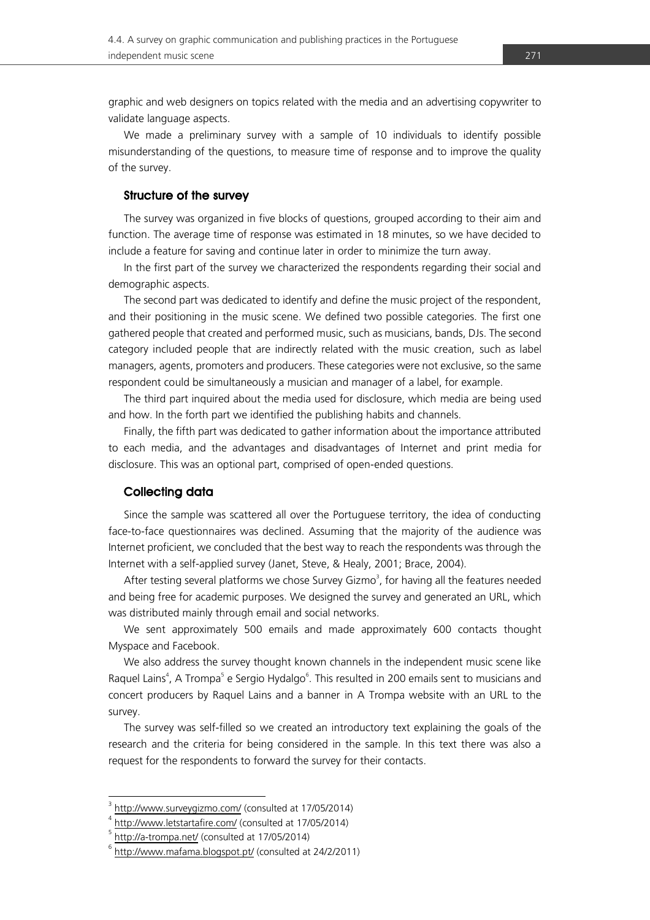graphic and web designers on topics related with the media and an advertising copywriter to validate language aspects.

We made a preliminary survey with a sample of 10 individuals to identify possible misunderstanding of the questions, to measure time of response and to improve the quality of the survey.

### Structure of the survey

The survey was organized in five blocks of questions, grouped according to their aim and function. The average time of response was estimated in 18 minutes, so we have decided to include a feature for saving and continue later in order to minimize the turn away.

In the first part of the survey we characterized the respondents regarding their social and demographic aspects.

The second part was dedicated to identify and define the music project of the respondent, and their positioning in the music scene. We defined two possible categories. The first one gathered people that created and performed music, such as musicians, bands, DJs. The second category included people that are indirectly related with the music creation, such as label managers, agents, promoters and producers. These categories were not exclusive, so the same respondent could be simultaneously a musician and manager of a label, for example.

The third part inquired about the media used for disclosure, which media are being used and how. In the forth part we identified the publishing habits and channels.

Finally, the fifth part was dedicated to gather information about the importance attributed to each media, and the advantages and disadvantages of Internet and print media for disclosure. This was an optional part, comprised of open-ended questions.

### Collecting data

Since the sample was scattered all over the Portuguese territory, the idea of conducting face-to-face questionnaires was declined. Assuming that the majority of the audience was Internet proficient, we concluded that the best way to reach the respondents was through the Internet with a self-applied survey (Janet, Steve, & Healy, 2001; Brace, 2004).

After testing several platforms we chose Survey Gizmo[3], for having all the features needed and being free for academic purposes. We designed the survey and generated an URL, which was distributed mainly through email and social networks.

We sent approximately 500 emails and made approximately 600 contacts thought Myspace and Facebook.

We also address the survey thought known channels in the independent music scene like Raquel Lains[4], A Trompa[5] e Sergio Hydalgo[6]. This resulted in 200 emails sent to musicians and concert producers by Raquel Lains and a banner in A Trompa website with an URL to the survey.

The survey was self-filled so we created an introductory text explaining the goals of the research and the criteria for being considered in the sample. In this text there was also a request for the respondents to forward the survey for their contacts.

---

[3] http://www.surveygizmo.com/ (consulted at 17/05/2014)

[4] http://www.letstartafire.com/ (consulted at 17/05/2014)

[5] http://a-trompa.net/ (consulted at 17/05/2014)

[6] http://www.mafama.blogspot.pt/ (consulted at 24/2/2011)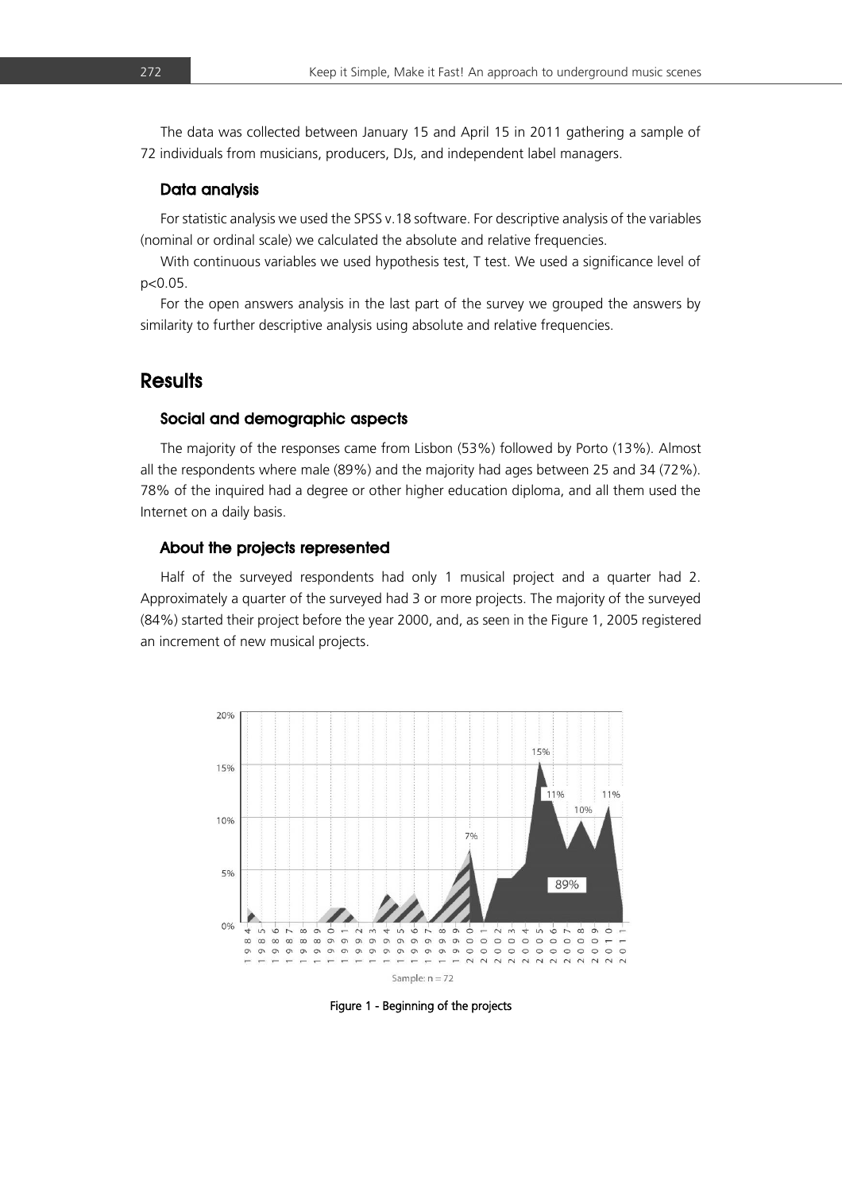The data was collected between January 15 and April 15 in 2011 gathering a sample of 72 individuals from musicians, producers, DJs, and independent label managers.

### Data analysis

For statistic analysis we used the SPSS v.18 software. For descriptive analysis of the variables (nominal or ordinal scale) we calculated the absolute and relative frequencies.

With continuous variables we used hypothesis test, T test. We used a significance level of $p<0.05$.

For the open answers analysis in the last part of the survey we grouped the answers by similarity to further descriptive analysis using absolute and relative frequencies.

## Results

### Social and demographic aspects

The majority of the responses came from Lisbon (53%) followed by Porto (13%). Almost all the respondents where male (89%) and the majority had ages between 25 and 34 (72%). 78% of the inquired had a degree or other higher education diploma, and all them used the Internet on a daily basis.

### About the projects represented

Half of the surveyed respondents had only 1 musical project and a quarter had 2. Approximately a quarter of the surveyed had 3 or more projects. The majority of the surveyed (84%) started their project before the year 2000, and, as seen in the Figure 1, 2005 registered an increment of new musical projects.

Figure 1 - Beginning of the projects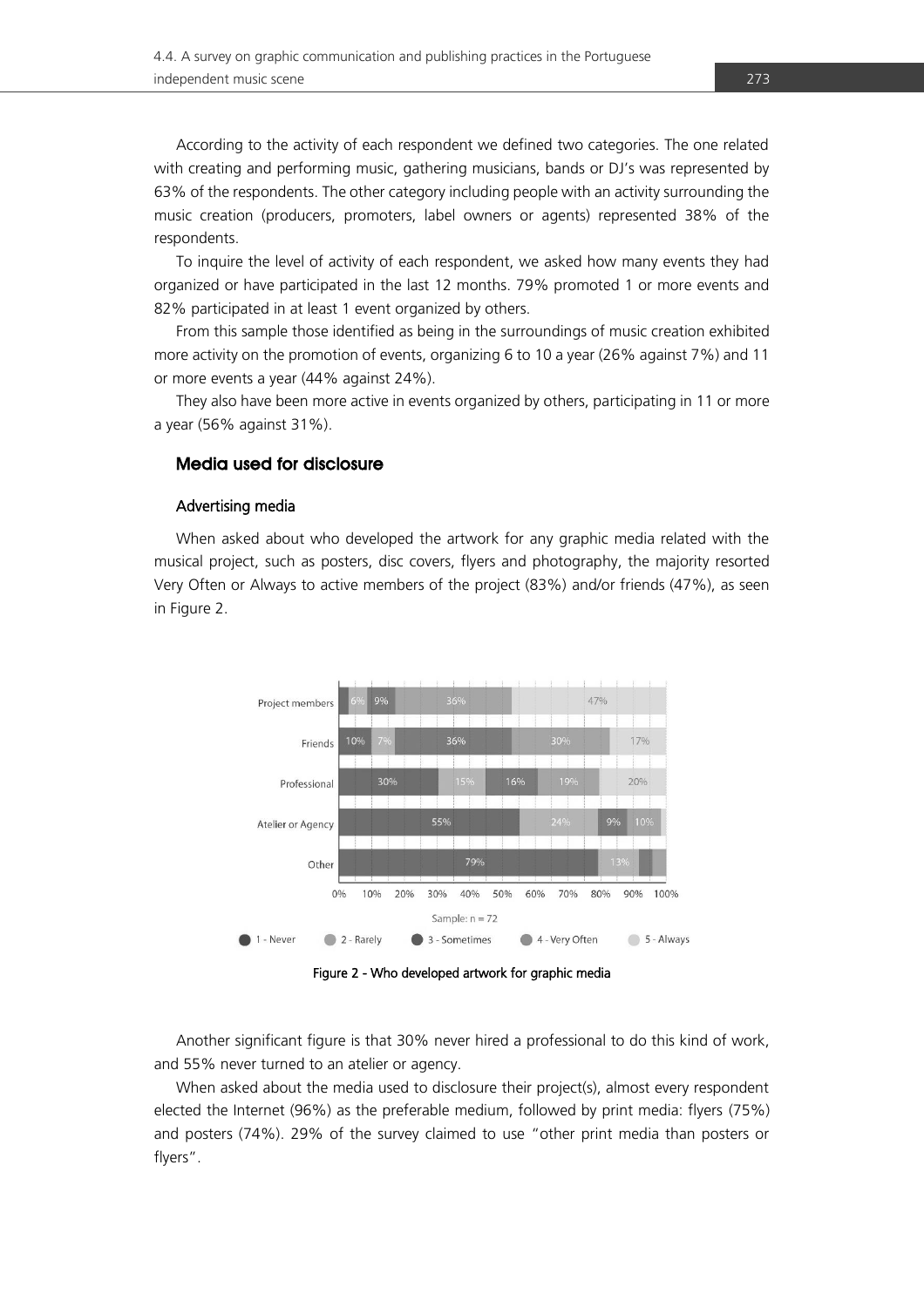According to the activity of each respondent we defined two categories. The one related with creating and performing music, gathering musicians, bands or DJ's was represented by 63% of the respondents. The other category including people with an activity surrounding the music creation (producers, promoters, label owners or agents) represented 38% of the respondents.

To inquire the level of activity of each respondent, we asked how many events they had organized or have participated in the last 12 months. 79% promoted 1 or more events and 82% participated in at least 1 event organized by others.

From this sample those identified as being in the surroundings of music creation exhibited more activity on the promotion of events, organizing 6 to 10 a year (26% against 7%) and 11 or more events a year (44% against 24%).

They also have been more active in events organized by others, participating in 11 or more a year (56% against 31%).

## Media used for disclosure

### Advertising media

When asked about who developed the artwork for any graphic media related with the musical project, such as posters, disc covers, flyers and photography, the majority resorted Very Often or Always to active members of the project (83%) and/or friends (47%), as seen in Figure 2.

| | 1 - Never | 2 - Rarely | 3 - Sometimes | 4 - Very Often | 5 - Always |
|---|---|---|---|---|---|
| Project members | | 6% | 9% | 36% | 47% |
| Friends | 10% | 7% | 36% | 30% | 17% |
| Professional | 30% | 15% | 16% | 19% | 20% |
| Atelier or Agency | 55% | 24% | 9% | 10% | |
| Other | 79% | 13% | | | |

Sample: n = 72

Figure 2 - Who developed artwork for graphic media

Another significant figure is that 30% never hired a professional to do this kind of work, and 55% never turned to an atelier or agency.

When asked about the media used to disclosure their project(s), almost every respondent elected the Internet (96%) as the preferable medium, followed by print media: flyers (75%) and posters (74%). 29% of the survey claimed to use "other print media than posters or flyers".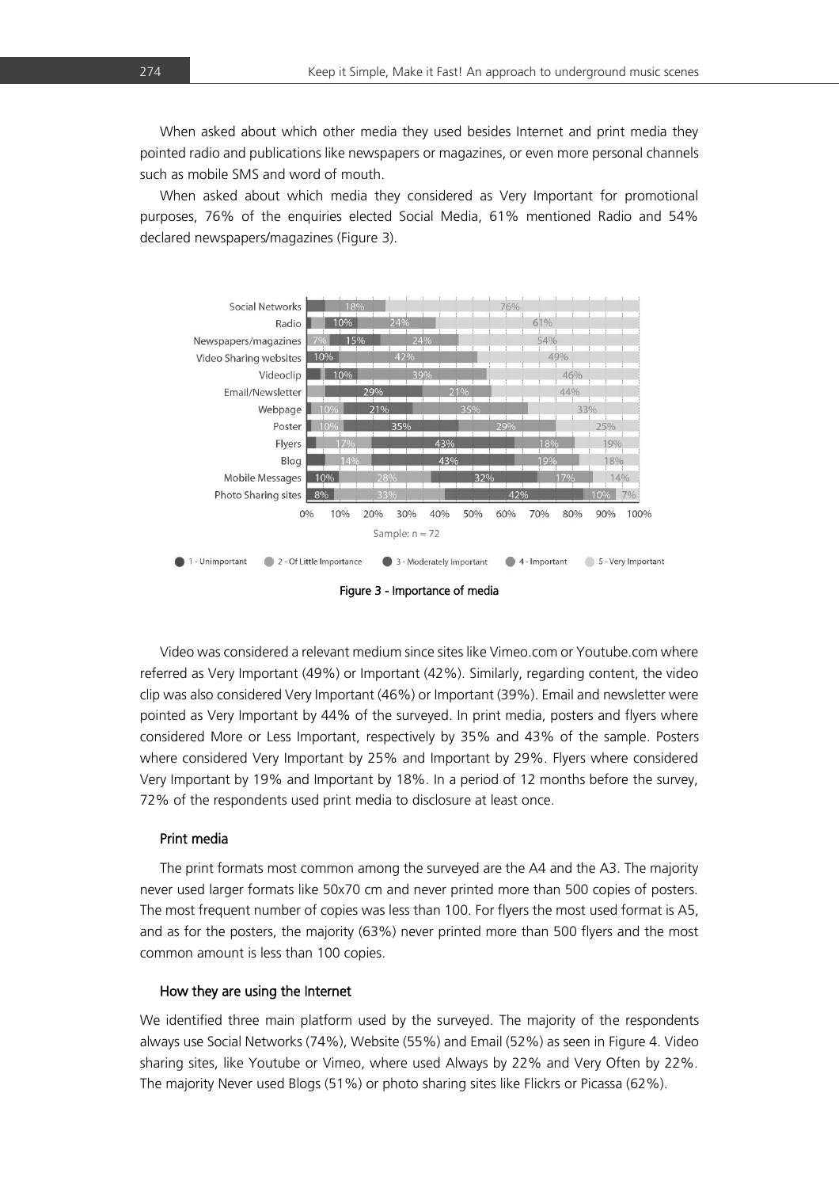When asked about which other media they used besides Internet and print media they pointed radio and publications like newspapers or magazines, or even more personal channels such as mobile SMS and word of mouth.

When asked about which media they considered as Very Important for promotional purposes, 76% of the enquiries elected Social Media, 61% mentioned Radio and 54% declared newspapers/magazines (Figure 3).

Figure 3 - Importance of media

Video was considered a relevant medium since sites like Vimeo.com or Youtube.com where referred as Very Important (49%) or Important (42%). Similarly, regarding content, the video clip was also considered Very Important (46%) or Important (39%). Email and newsletter were pointed as Very Important by 44% of the surveyed. In print media, posters and flyers where considered More or Less Important, respectively by 35% and 43% of the sample. Posters where considered Very Important by 25% and Important by 29%. Flyers where considered Very Important by 19% and Important by 18%. In a period of 12 months before the survey, 72% of the respondents used print media to disclosure at least once.

### Print media

The print formats most common among the surveyed are the A4 and the A3. The majority never used larger formats like 50x70 cm and never printed more than 500 copies of posters. The most frequent number of copies was less than 100. For flyers the most used format is A5, and as for the posters, the majority (63%) never printed more than 500 flyers and the most common amount is less than 100 copies.

### How they are using the Internet

We identified three main platform used by the surveyed. The majority of the respondents always use Social Networks (74%), Website (55%) and Email (52%) as seen in Figure 4. Video sharing sites, like Youtube or Vimeo, where used Always by 22% and Very Often by 22%. The majority Never used Blogs (51%) or photo sharing sites like Flickrs or Picassa (62%).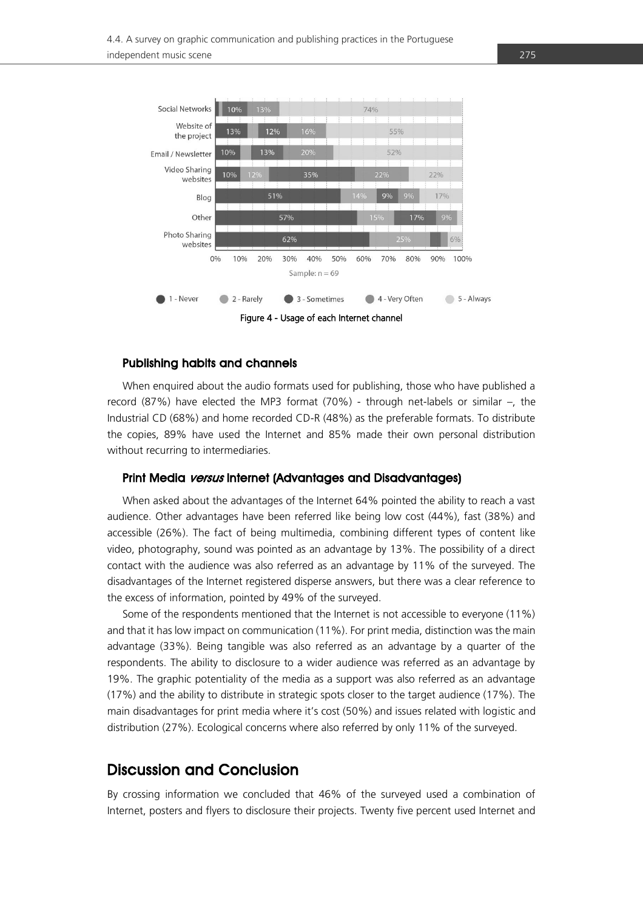Figure 4 - Usage of each Internet channel

### Publishing habits and channels

When enquired about the audio formats used for publishing, those who have published a record (87%) have elected the MP3 format (70%) - through net-labels or similar –, the Industrial CD (68%) and home recorded CD-R (48%) as the preferable formats. To distribute the copies, 89% have used the Internet and 85% made their own personal distribution without recurring to intermediaries.

### Print Media *versus* Internet (Advantages and Disadvantages)

When asked about the advantages of the Internet 64% pointed the ability to reach a vast audience. Other advantages have been referred like being low cost (44%), fast (38%) and accessible (26%). The fact of being multimedia, combining different types of content like video, photography, sound was pointed as an advantage by 13%. The possibility of a direct contact with the audience was also referred as an advantage by 11% of the surveyed. The disadvantages of the Internet registered disperse answers, but there was a clear reference to the excess of information, pointed by 49% of the surveyed.

Some of the respondents mentioned that the Internet is not accessible to everyone (11%) and that it has low impact on communication (11%). For print media, distinction was the main advantage (33%). Being tangible was also referred as an advantage by a quarter of the respondents. The ability to disclosure to a wider audience was referred as an advantage by 19%. The graphic potentiality of the media as a support was also referred as an advantage (17%) and the ability to distribute in strategic spots closer to the target audience (17%). The main disadvantages for print media where it's cost (50%) and issues related with logistic and distribution (27%). Ecological concerns where also referred by only 11% of the surveyed.

## Discussion and Conclusion

By crossing information we concluded that 46% of the surveyed used a combination of Internet, posters and flyers to disclosure their projects. Twenty five percent used Internet and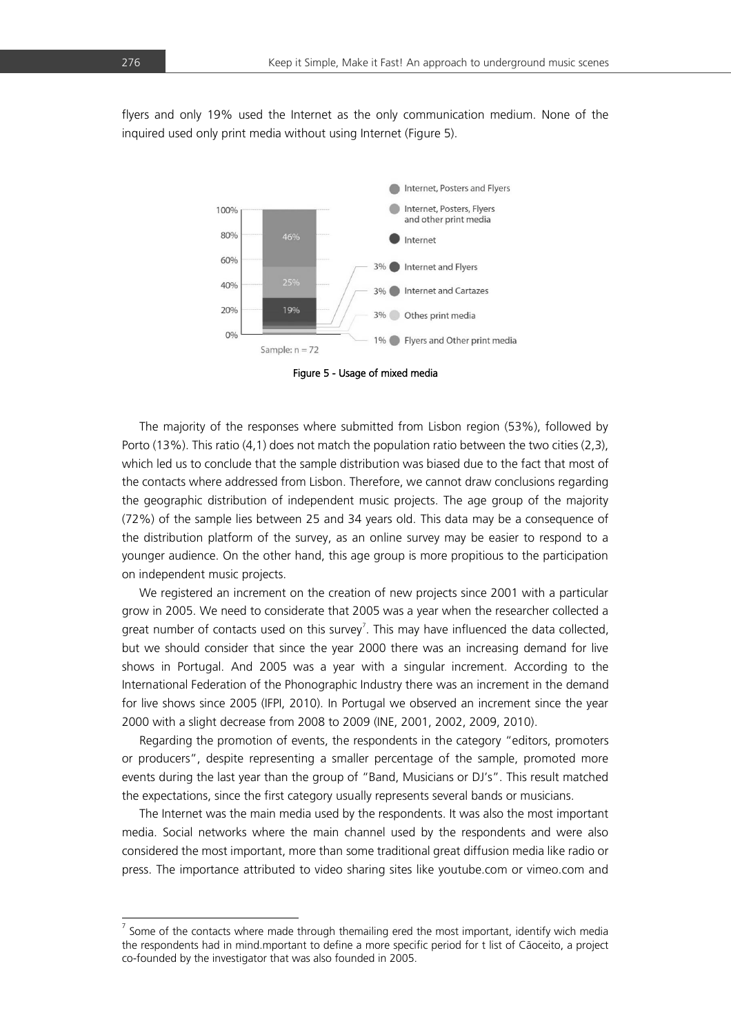flyers and only 19% used the Internet as the only communication medium. None of the inquired used only print media without using Internet (Figure 5).

Figure 5 - Usage of mixed media

The majority of the responses where submitted from Lisbon region (53%), followed by Porto (13%). This ratio (4,1) does not match the population ratio between the two cities (2,3), which led us to conclude that the sample distribution was biased due to the fact that most of the contacts where addressed from Lisbon. Therefore, we cannot draw conclusions regarding the geographic distribution of independent music projects. The age group of the majority (72%) of the sample lies between 25 and 34 years old. This data may be a consequence of the distribution platform of the survey, as an online survey may be easier to respond to a younger audience. On the other hand, this age group is more propitious to the participation on independent music projects.

We registered an increment on the creation of new projects since 2001 with a particular grow in 2005. We need to considerate that 2005 was a year when the researcher collected a great number of contacts used on this survey[7]. This may have influenced the data collected, but we should consider that since the year 2000 there was an increasing demand for live shows in Portugal. And 2005 was a year with a singular increment. According to the International Federation of the Phonographic Industry there was an increment in the demand for live shows since 2005 (IFPI, 2010). In Portugal we observed an increment since the year 2000 with a slight decrease from 2008 to 2009 (INE, 2001, 2002, 2009, 2010).

Regarding the promotion of events, the respondents in the category "editors, promoters or producers", despite representing a smaller percentage of the sample, promoted more events during the last year than the group of "Band, Musicians or DJ's". This result matched the expectations, since the first category usually represents several bands or musicians.

The Internet was the main media used by the respondents. It was also the most important media. Social networks where the main channel used by the respondents and were also considered the most important, more than some traditional great diffusion media like radio or press. The importance attributed to video sharing sites like youtube.com or vimeo.com and

---

[7] Some of the contacts where made through themailing ered the most important, identify wich media the respondents had in mind.mportant to define a more specific period for t list of Cãoceito, a project co-founded by the investigator that was also founded in 2005.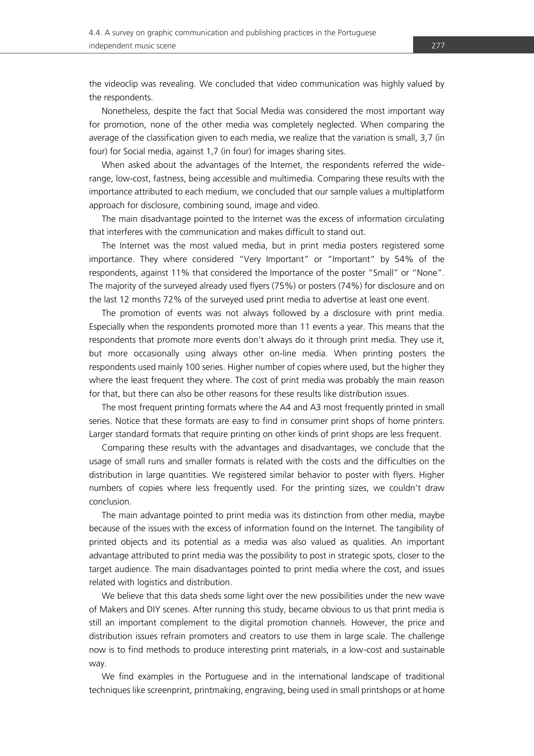the videoclip was revealing. We concluded that video communication was highly valued by the respondents.

Nonetheless, despite the fact that Social Media was considered the most important way for promotion, none of the other media was completely neglected. When comparing the average of the classification given to each media, we realize that the variation is small, 3,7 (in four) for Social media, against 1,7 (in four) for images sharing sites.

When asked about the advantages of the Internet, the respondents referred the wide-range, low-cost, fastness, being accessible and multimedia. Comparing these results with the importance attributed to each medium, we concluded that our sample values a multiplatform approach for disclosure, combining sound, image and video.

The main disadvantage pointed to the Internet was the excess of information circulating that interferes with the communication and makes difficult to stand out.

The Internet was the most valued media, but in print media posters registered some importance. They where considered "Very Important" or "Important" by 54% of the respondents, against 11% that considered the Importance of the poster "Small" or "None". The majority of the surveyed already used flyers (75%) or posters (74%) for disclosure and on the last 12 months 72% of the surveyed used print media to advertise at least one event.

The promotion of events was not always followed by a disclosure with print media. Especially when the respondents promoted more than 11 events a year. This means that the respondents that promote more events don't always do it through print media. They use it, but more occasionally using always other on-line media. When printing posters the respondents used mainly 100 series. Higher number of copies where used, but the higher they where the least frequent they where. The cost of print media was probably the main reason for that, but there can also be other reasons for these results like distribution issues.

The most frequent printing formats where the A4 and A3 most frequently printed in small series. Notice that these formats are easy to find in consumer print shops of home printers. Larger standard formats that require printing on other kinds of print shops are less frequent.

Comparing these results with the advantages and disadvantages, we conclude that the usage of small runs and smaller formats is related with the costs and the difficulties on the distribution in large quantities. We registered similar behavior to poster with flyers. Higher numbers of copies where less frequently used. For the printing sizes, we couldn't draw conclusion.

The main advantage pointed to print media was its distinction from other media, maybe because of the issues with the excess of information found on the Internet. The tangibility of printed objects and its potential as a media was also valued as qualities. An important advantage attributed to print media was the possibility to post in strategic spots, closer to the target audience. The main disadvantages pointed to print media where the cost, and issues related with logistics and distribution.

We believe that this data sheds some light over the new possibilities under the new wave of Makers and DIY scenes. After running this study, became obvious to us that print media is still an important complement to the digital promotion channels. However, the price and distribution issues refrain promoters and creators to use them in large scale. The challenge now is to find methods to produce interesting print materials, in a low-cost and sustainable way.

We find examples in the Portuguese and in the international landscape of traditional techniques like screenprint, printmaking, engraving, being used in small printshops or at home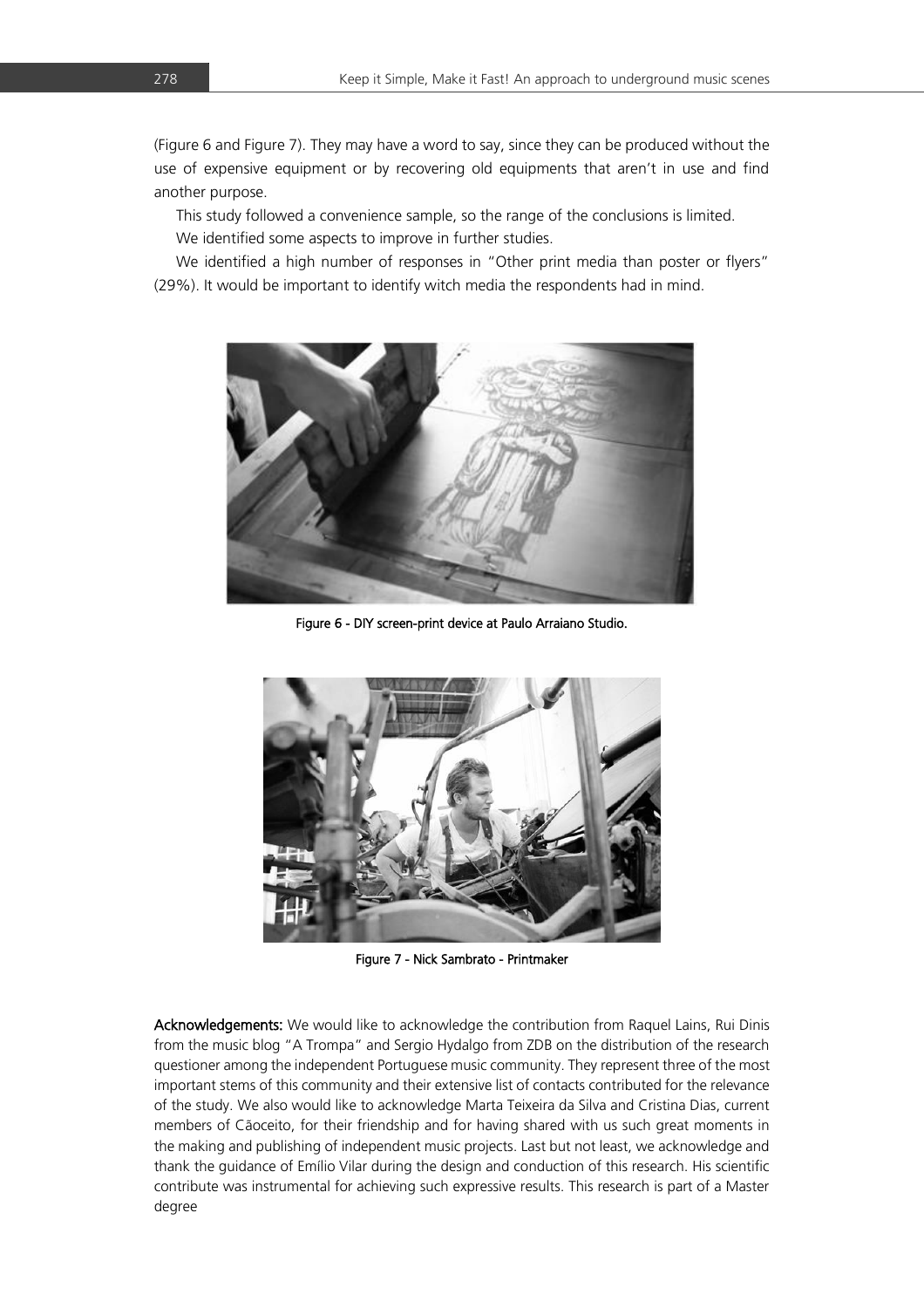(Figure 6 and Figure 7). They may have a word to say, since they can be produced without the use of expensive equipment or by recovering old equipments that aren't in use and find another purpose.

This study followed a convenience sample, so the range of the conclusions is limited.

We identified some aspects to improve in further studies.

We identified a high number of responses in "Other print media than poster or flyers" (29%). It would be important to identify witch media the respondents had in mind.

Figure 6 - DIY screen-print device at Paulo Arraiano Studio.

Figure 7 - Nick Sambrato - Printmaker

**Acknowledgements:** We would like to acknowledge the contribution from Raquel Lains, Rui Dinis from the music blog "A Trompa" and Sergio Hydalgo from ZDB on the distribution of the research questioner among the independent Portuguese music community. They represent three of the most important stems of this community and their extensive list of contacts contributed for the relevance of the study. We also would like to acknowledge Marta Teixeira da Silva and Cristina Dias, current members of Cãoceito, for their friendship and for having shared with us such great moments in the making and publishing of independent music projects. Last but not least, we acknowledge and thank the guidance of Emílio Vilar during the design and conduction of this research. His scientific contribute was instrumental for achieving such expressive results. This research is part of a Master degree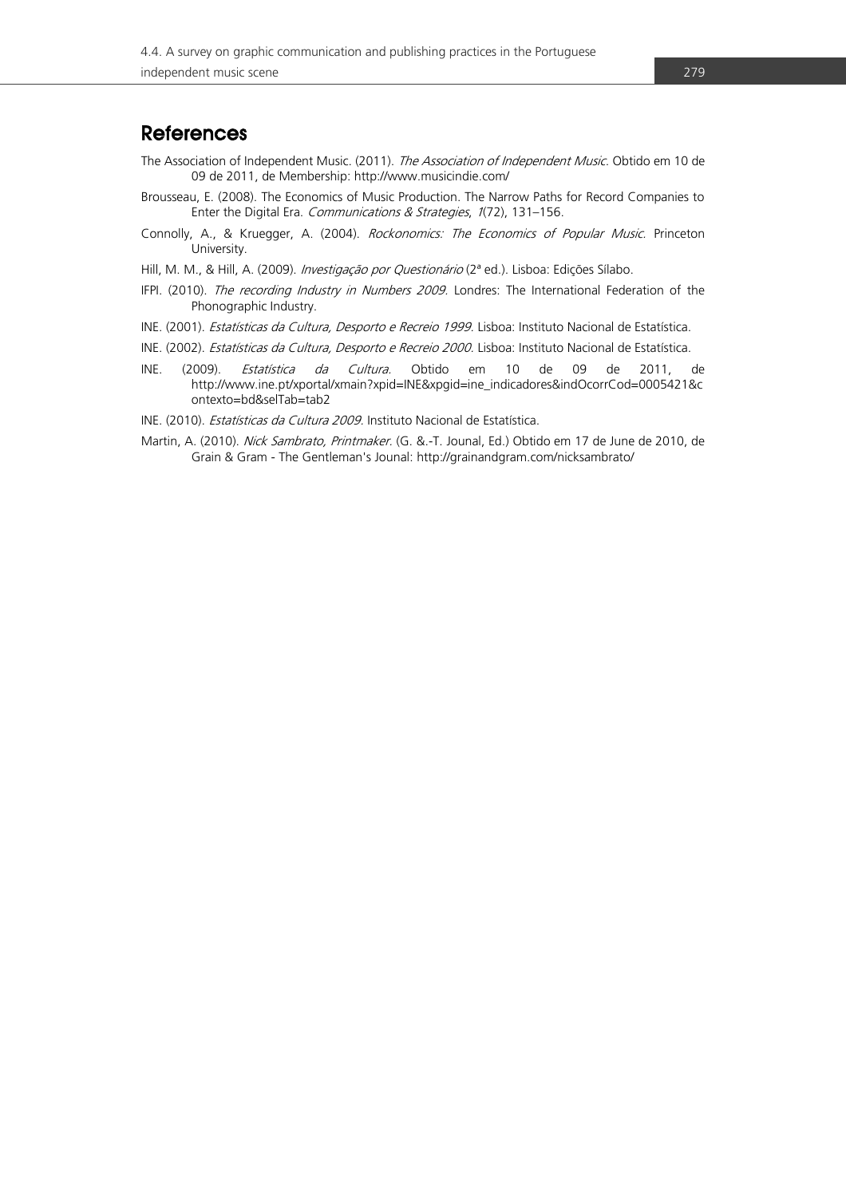## References

The Association of Independent Music. (2011). *The Association of Independent Music*. Obtido em 10 de 09 de 2011, de Membership: http://www.musicindie.com/

Brousseau, E. (2008). The Economics of Music Production. The Narrow Paths for Record Companies to Enter the Digital Era. *Communications & Strategies*, *1*(72), 131–156.

Connolly, A., & Kruegger, A. (2004). *Rockonomics: The Economics of Popular Music*. Princeton University.

Hill, M. M., & Hill, A. (2009). *Investigação por Questionário* (2ª ed.). Lisboa: Edições Sílabo.

IFPI. (2010). *The recording Industry in Numbers 2009*. Londres: The International Federation of the Phonographic Industry.

INE. (2001). *Estatísticas da Cultura, Desporto e Recreio 1999*. Lisboa: Instituto Nacional de Estatística.

INE. (2002). *Estatísticas da Cultura, Desporto e Recreio 2000*. Lisboa: Instituto Nacional de Estatística.

INE. (2009). *Estatística da Cultura*. Obtido em 10 de 09 de 2011, de http://www.ine.pt/xportal/xmain?xpid=INE&xpgid=ine_indicadores&indOcorrCod=0005421&contexto=bd&selTab=tab2

INE. (2010). *Estatísticas da Cultura 2009*. Instituto Nacional de Estatística.

Martin, A. (2010). *Nick Sambrato, Printmaker*. (G. &.-T. Jounal, Ed.) Obtido em 17 de June de 2010, de Grain & Gram - The Gentleman's Jounal: http://grainandgram.com/nicksambrato/